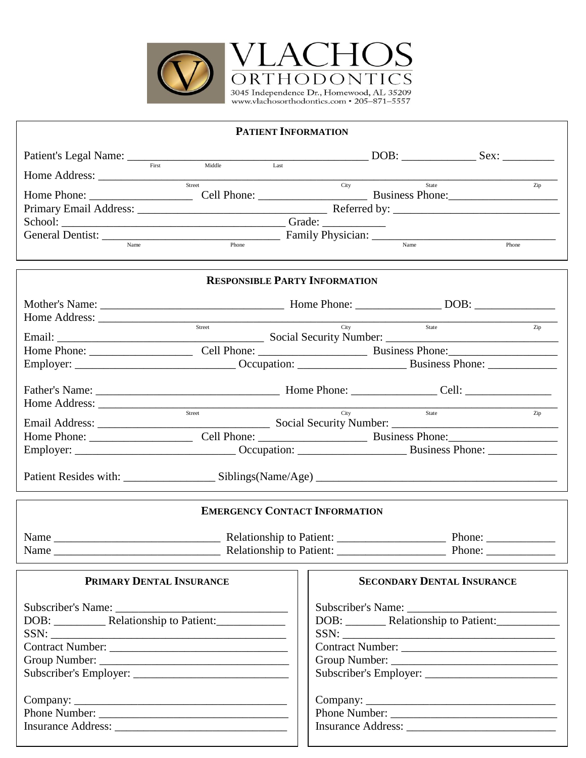# VLACHOS ORTHODONTICS

3045 Independence Dr., Homewood, AL 35209
www.vlachosorthodontics.com • 205–871–5557

## PATIENT INFORMATION

Patient's Legal Name: ________________________________________ DOB: ____________ Sex: _________
(First / Middle / Last)

Home Address: ___________________________________________________________________________
(Street / City / State / Zip)

Home Phone: _________________ Cell Phone: __________________ Business Phone: ___________________

Primary Email Address: _______________________________ Referred by: ____________________________

School: ____________________________________ Grade: ___________

General Dentist: _____________________________ Family Physician: ______________________________
(Name / Phone) (Name / Phone)

## RESPONSIBLE PARTY INFORMATION

Mother's Name: ______________________________ Home Phone: ______________ DOB: ______________

Home Address: ___________________________________________________________________________
(Street / City / State / Zip)

Email: __________________________________ Social Security Number: ____________________________

Home Phone: _________________ Cell Phone: __________________ Business Phone: ___________________

Employer: ___________________________ Occupation: __________________ Business Phone: ____________

Father's Name: ______________________________ Home Phone: ______________ Cell: _______________

Home Address: ___________________________________________________________________________
(Street / City / State / Zip)

Email Address: ____________________________ Social Security Number: ____________________________

Home Phone: _________________ Cell Phone: __________________ Business Phone: ___________________

Employer: ___________________________ Occupation: __________________ Business Phone: ____________

Patient Resides with: _______________ Siblings(Name/Age) ________________________________________

## EMERGENCY CONTACT INFORMATION

Name ____________________________ Relationship to Patient: __________________ Phone: ____________

Name ____________________________ Relationship to Patient: __________________ Phone: ____________

## PRIMARY DENTAL INSURANCE

Subscriber's Name: ____________________________

DOB: _________ Relationship to Patient: ____________

SSN: ________________________________________

Contract Number: _____________________________

Group Number: _______________________________

Subscriber's Employer: _________________________

Company: ____________________________________

Phone Number: _______________________________

Insurance Address: ____________________________

## SECONDARY DENTAL INSURANCE

Subscriber's Name: __________________________

DOB: _______ Relationship to Patient: ___________

SSN: ______________________________________

Contract Number: ____________________________

Group Number: ______________________________

Subscriber's Employer: _______________________

Company: __________________________________

Phone Number: ______________________________

Insurance Address: ___________________________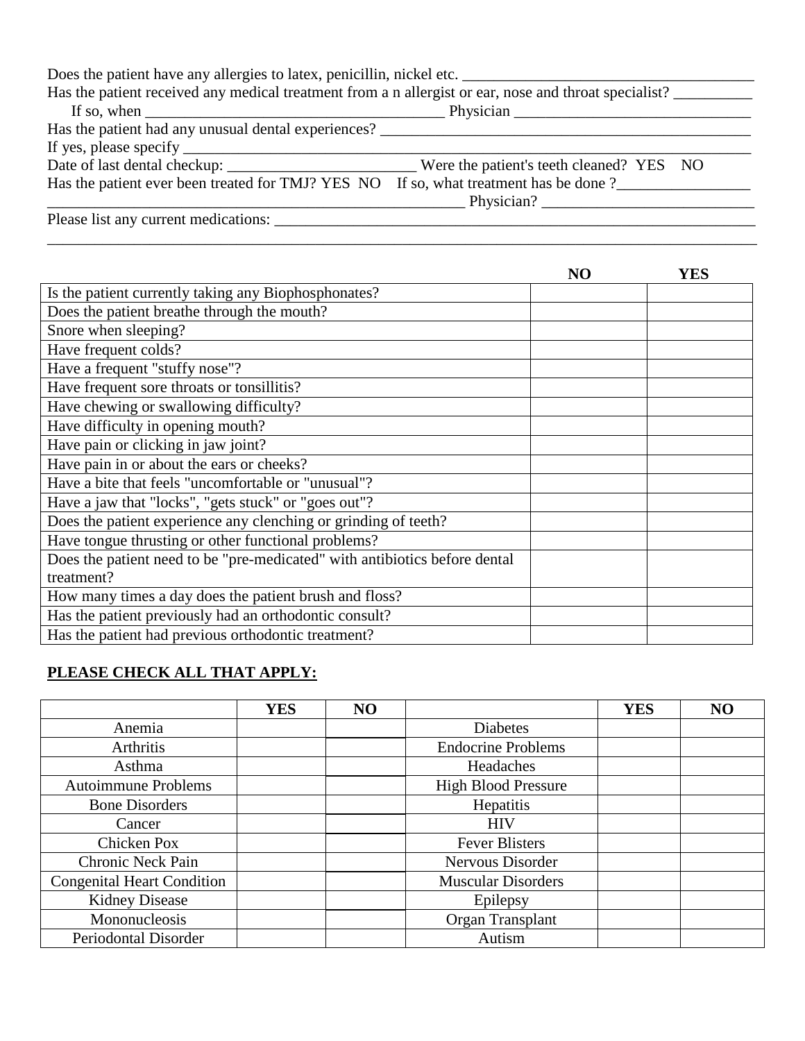Does the patient have any allergies to latex, penicillin, nickel etc. ______________________________________

Has the patient received any medical treatment from a n allergist or ear, nose and throat specialist? __________

If so, when ______________________________________ Physician ______________________________

Has the patient had any unusual dental experiences? ______________________________________________

If yes, please specify ______________________________________________________________________

Date of last dental checkup: ________________________ Were the patient's teeth cleaned? YES NO

Has the patient ever been treated for TMJ? YES NO If so, what treatment has be done ?_________________

______________________________________________________ Physician? ___________________________

Please list any current medications: ______________________________________________________________

_______________________________________________________________________________________

| | NO | YES |
|---|---|---|
| Is the patient currently taking any Biophosphonates? | | |
| Does the patient breathe through the mouth? | | |
| Snore when sleeping? | | |
| Have frequent colds? | | |
| Have a frequent "stuffy nose"? | | |
| Have frequent sore throats or tonsillitis? | | |
| Have chewing or swallowing difficulty? | | |
| Have difficulty in opening mouth? | | |
| Have pain or clicking in jaw joint? | | |
| Have pain in or about the ears or cheeks? | | |
| Have a bite that feels "uncomfortable or "unusual"? | | |
| Have a jaw that "locks", "gets stuck" or "goes out"? | | |
| Does the patient experience any clenching or grinding of teeth? | | |
| Have tongue thrusting or other functional problems? | | |
| Does the patient need to be "pre-medicated" with antibiotics before dental treatment? | | |
| How many times a day does the patient brush and floss? | | |
| Has the patient previously had an orthodontic consult? | | |
| Has the patient had previous orthodontic treatment? | | |

## PLEASE CHECK ALL THAT APPLY:

| | YES | NO | | YES | NO |
|---|---|---|---|---|---|
| Anemia | | | Diabetes | | |
| Arthritis | | | Endocrine Problems | | |
| Asthma | | | Headaches | | |
| Autoimmune Problems | | | High Blood Pressure | | |
| Bone Disorders | | | Hepatitis | | |
| Cancer | | | HIV | | |
| Chicken Pox | | | Fever Blisters | | |
| Chronic Neck Pain | | | Nervous Disorder | | |
| Congenital Heart Condition | | | Muscular Disorders | | |
| Kidney Disease | | | Epilepsy | | |
| Mononucleosis | | | Organ Transplant | | |
| Periodontal Disorder | | | Autism | | |